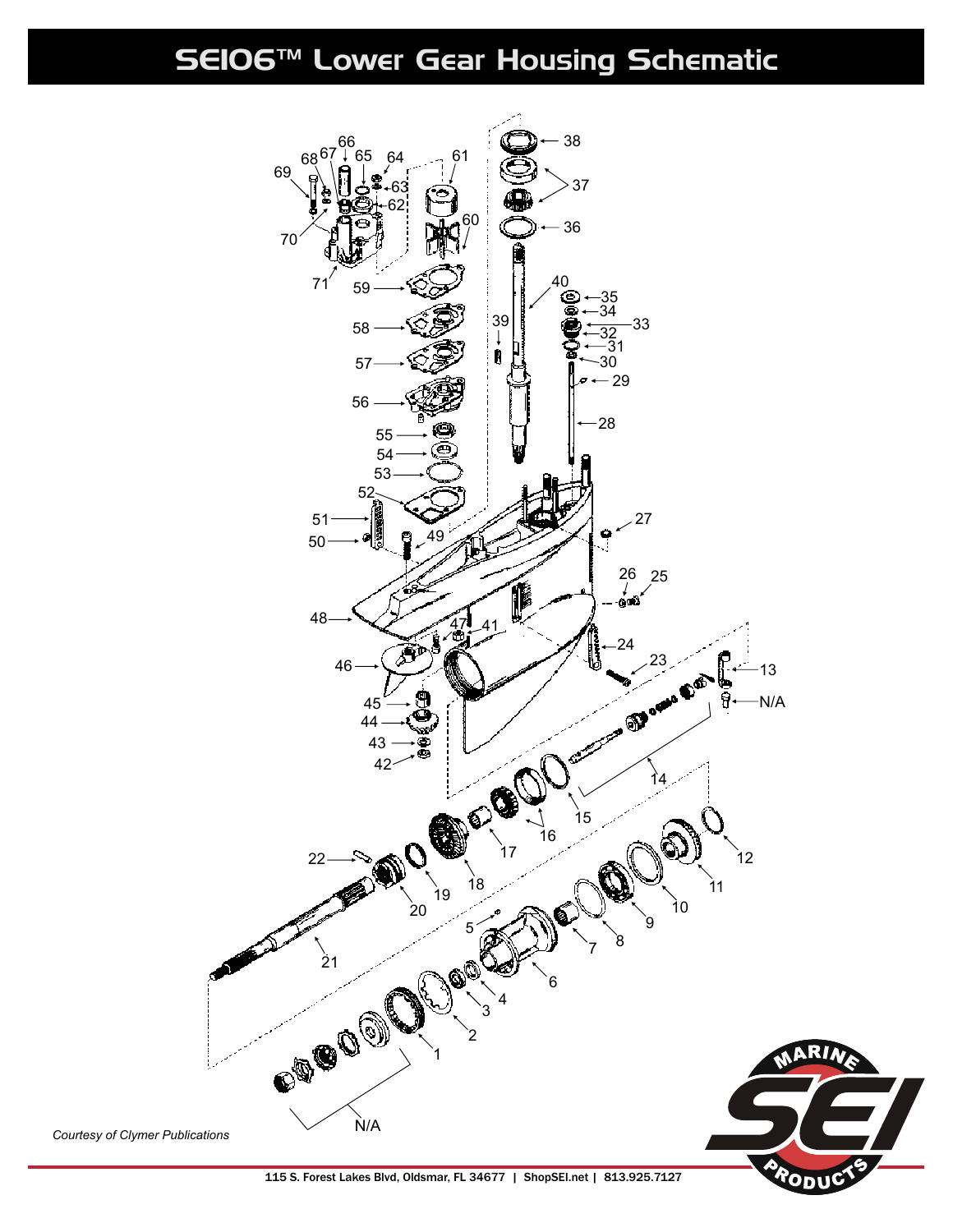# SEI06™ Lower Gear Housing Schematic

*Courtesy of Clymer Publications*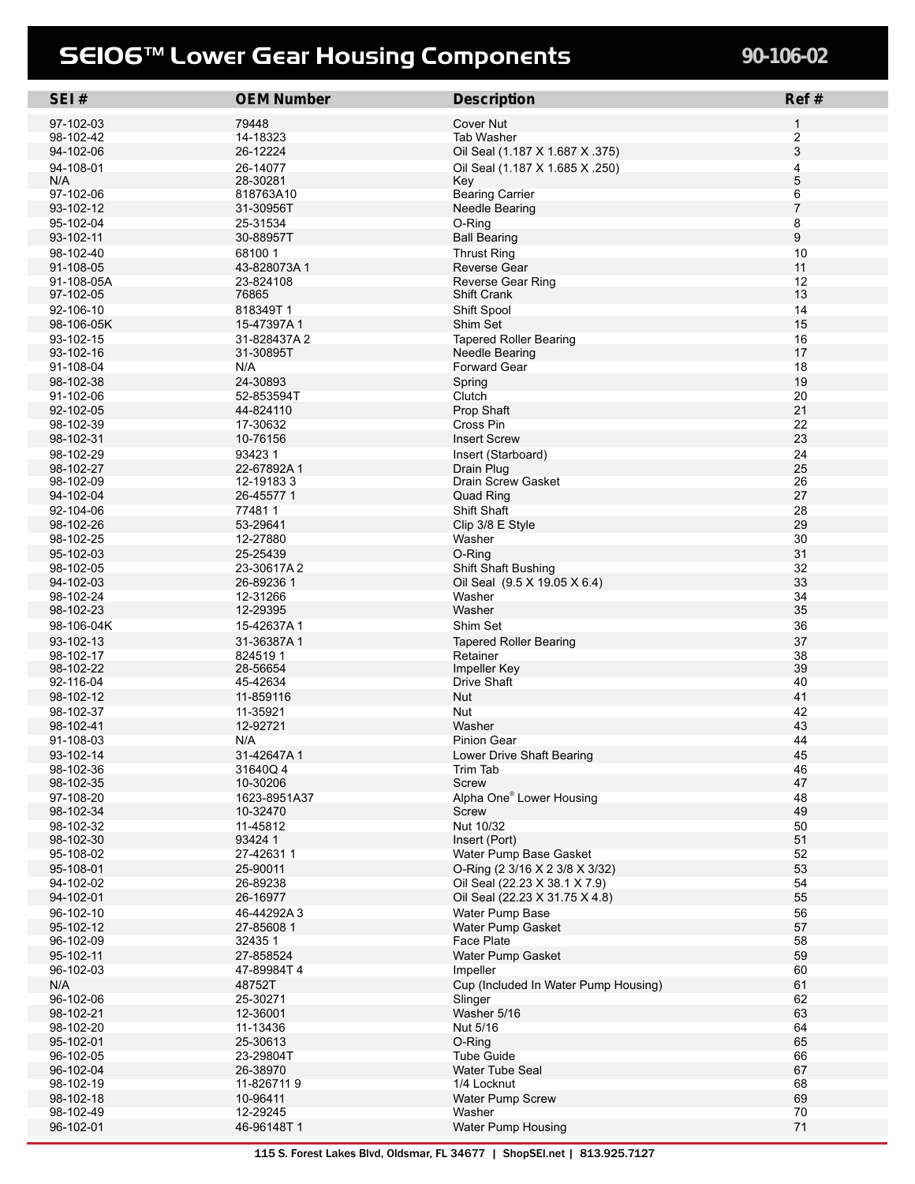# SEI06™ Lower Gear Housing Components

90-106-02

| SEI # | OEM Number | Description | Ref # |
|---|---|---|---|
| 97-102-03 | 79448 | Cover Nut | 1 |
| 98-102-42 | 14-18323 | Tab Washer | 2 |
| 94-102-06 | 26-12224 | Oil Seal (1.187 X 1.687 X .375) | 3 |
| 94-108-01 | 26-14077 | Oil Seal (1.187 X 1.685 X .250) | 4 |
| N/A | 28-30281 | Key | 5 |
| 97-102-06 | 818763A10 | Bearing Carrier | 6 |
| 93-102-12 | 31-30956T | Needle Bearing | 7 |
| 95-102-04 | 25-31534 | O-Ring | 8 |
| 93-102-11 | 30-88957T | Ball Bearing | 9 |
| 98-102-40 | 68100 1 | Thrust Ring | 10 |
| 91-108-05 | 43-828073A 1 | Reverse Gear | 11 |
| 91-108-05A | 23-824108 | Reverse Gear Ring | 12 |
| 97-102-05 | 76865 | Shift Crank | 13 |
| 92-106-10 | 818349T 1 | Shift Spool | 14 |
| 98-106-05K | 15-47397A 1 | Shim Set | 15 |
| 93-102-15 | 31-828437A 2 | Tapered Roller Bearing | 16 |
| 93-102-16 | 31-30895T | Needle Bearing | 17 |
| 91-108-04 | N/A | Forward Gear | 18 |
| 98-102-38 | 24-30893 | Spring | 19 |
| 91-102-06 | 52-853594T | Clutch | 20 |
| 92-102-05 | 44-824110 | Prop Shaft | 21 |
| 98-102-39 | 17-30632 | Cross Pin | 22 |
| 98-102-31 | 10-76156 | Insert Screw | 23 |
| 98-102-29 | 93423 1 | Insert (Starboard) | 24 |
| 98-102-27 | 22-67892A 1 | Drain Plug | 25 |
| 98-102-09 | 12-19183 3 | Drain Screw Gasket | 26 |
| 94-102-04 | 26-45577 1 | Quad Ring | 27 |
| 92-104-06 | 77481 1 | Shift Shaft | 28 |
| 98-102-26 | 53-29641 | Clip 3/8 E Style | 29 |
| 98-102-25 | 12-27880 | Washer | 30 |
| 95-102-03 | 25-25439 | O-Ring | 31 |
| 98-102-05 | 23-30617A 2 | Shift Shaft Bushing | 32 |
| 94-102-03 | 26-89236 1 | Oil Seal (9.5 X 19.05 X 6.4) | 33 |
| 98-102-24 | 12-31266 | Washer | 34 |
| 98-102-23 | 12-29395 | Washer | 35 |
| 98-106-04K | 15-42637A 1 | Shim Set | 36 |
| 93-102-13 | 31-36387A 1 | Tapered Roller Bearing | 37 |
| 98-102-17 | 824519 1 | Retainer | 38 |
| 98-102-22 | 28-56654 | Impeller Key | 39 |
| 92-116-04 | 45-42634 | Drive Shaft | 40 |
| 98-102-12 | 11-859116 | Nut | 41 |
| 98-102-37 | 11-35921 | Nut | 42 |
| 98-102-41 | 12-92721 | Washer | 43 |
| 91-108-03 | N/A | Pinion Gear | 44 |
| 93-102-14 | 31-42647A 1 | Lower Drive Shaft Bearing | 45 |
| 98-102-36 | 31640Q 4 | Trim Tab | 46 |
| 98-102-35 | 10-30206 | Screw | 47 |
| 97-108-20 | 1623-8951A37 | Alpha One® Lower Housing | 48 |
| 98-102-34 | 10-32470 | Screw | 49 |
| 98-102-32 | 11-45812 | Nut 10/32 | 50 |
| 98-102-30 | 93424 1 | Insert (Port) | 51 |
| 95-108-02 | 27-42631 1 | Water Pump Base Gasket | 52 |
| 95-108-01 | 25-90011 | O-Ring (2 3/16 X 2 3/8 X 3/32) | 53 |
| 94-102-02 | 26-89238 | Oil Seal (22.23 X 38.1 X 7.9) | 54 |
| 94-102-01 | 26-16977 | Oil Seal (22.23 X 31.75 X 4.8) | 55 |
| 96-102-10 | 46-44292A 3 | Water Pump Base | 56 |
| 95-102-12 | 27-85608 1 | Water Pump Gasket | 57 |
| 96-102-09 | 32435 1 | Face Plate | 58 |
| 95-102-11 | 27-858524 | Water Pump Gasket | 59 |
| 96-102-03 | 47-89984T 4 | Impeller | 60 |
| N/A | 48752T | Cup (Included In Water Pump Housing) | 61 |
| 96-102-06 | 25-30271 | Slinger | 62 |
| 98-102-21 | 12-36001 | Washer 5/16 | 63 |
| 98-102-20 | 11-13436 | Nut 5/16 | 64 |
| 95-102-01 | 25-30613 | O-Ring | 65 |
| 96-102-05 | 23-29804T | Tube Guide | 66 |
| 96-102-04 | 26-38970 | Water Tube Seal | 67 |
| 98-102-19 | 11-826711 9 | 1/4 Locknut | 68 |
| 98-102-18 | 10-96411 | Water Pump Screw | 69 |
| 98-102-49 | 12-29245 | Washer | 70 |
| 96-102-01 | 46-96148T 1 | Water Pump Housing | 71 |

115 S. Forest Lakes Blvd, Oldsmar, FL 34677 | ShopSEI.net | 813.925.7127